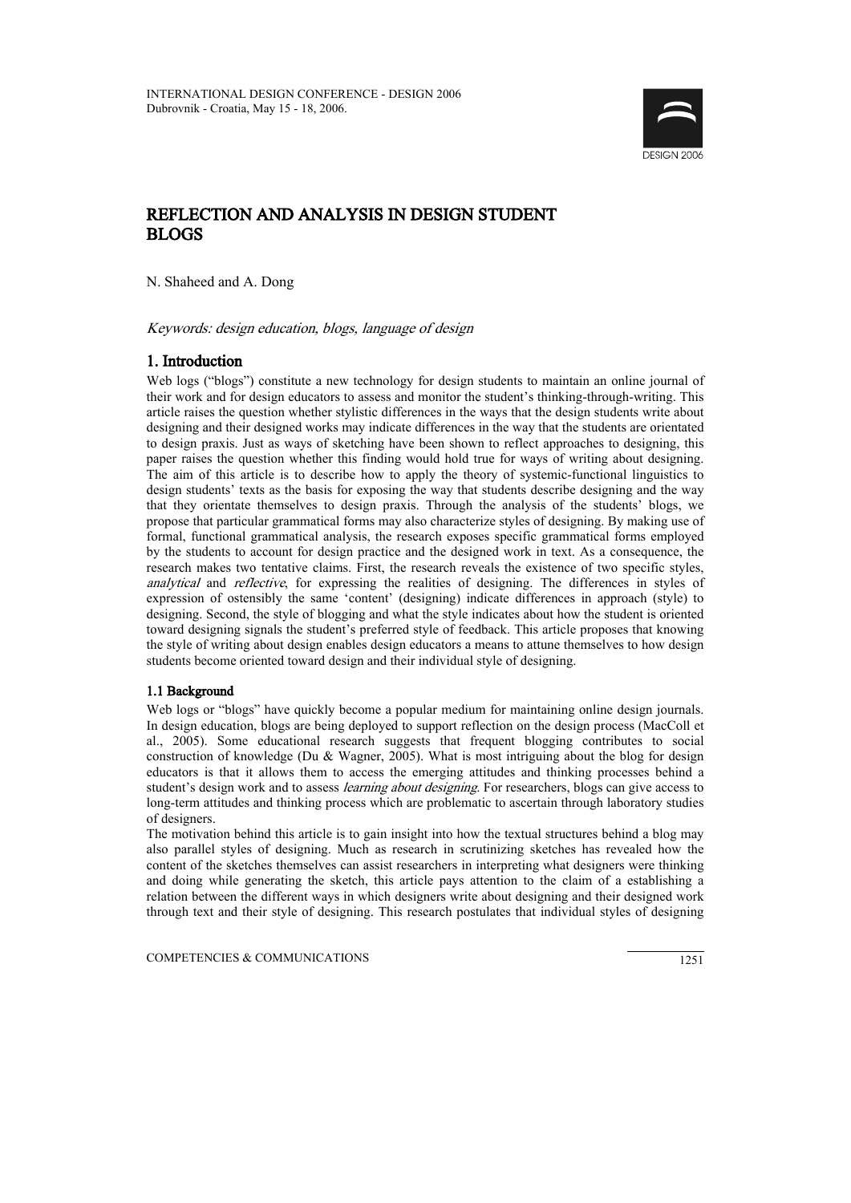# REFLECTION AND ANALYSIS IN DESIGN STUDENT BLOGS

N. Shaheed and A. Dong

*Keywords: design education, blogs, language of design*

## 1. Introduction

Web logs ("blogs") constitute a new technology for design students to maintain an online journal of their work and for design educators to assess and monitor the student's thinking-through-writing. This article raises the question whether stylistic differences in the ways that the design students write about designing and their designed works may indicate differences in the way that the students are orientated to design praxis. Just as ways of sketching have been shown to reflect approaches to designing, this paper raises the question whether this finding would hold true for ways of writing about designing. The aim of this article is to describe how to apply the theory of systemic-functional linguistics to design students' texts as the basis for exposing the way that students describe designing and the way that they orientate themselves to design praxis. Through the analysis of the students' blogs, we propose that particular grammatical forms may also characterize styles of designing. By making use of formal, functional grammatical analysis, the research exposes specific grammatical forms employed by the students to account for design practice and the designed work in text. As a consequence, the research makes two tentative claims. First, the research reveals the existence of two specific styles, *analytical* and *reflective*, for expressing the realities of designing. The differences in styles of expression of ostensibly the same 'content' (designing) indicate differences in approach (style) to designing. Second, the style of blogging and what the style indicates about how the student is oriented toward designing signals the student's preferred style of feedback. This article proposes that knowing the style of writing about design enables design educators a means to attune themselves to how design students become oriented toward design and their individual style of designing.

### 1.1 Background

Web logs or "blogs" have quickly become a popular medium for maintaining online design journals. In design education, blogs are being deployed to support reflection on the design process (MacColl et al., 2005). Some educational research suggests that frequent blogging contributes to social construction of knowledge (Du & Wagner, 2005). What is most intriguing about the blog for design educators is that it allows them to access the emerging attitudes and thinking processes behind a student's design work and to assess *learning about designing*. For researchers, blogs can give access to long-term attitudes and thinking process which are problematic to ascertain through laboratory studies of designers.

The motivation behind this article is to gain insight into how the textual structures behind a blog may also parallel styles of designing. Much as research in scrutinizing sketches has revealed how the content of the sketches themselves can assist researchers in interpreting what designers were thinking and doing while generating the sketch, this article pays attention to the claim of a establishing a relation between the different ways in which designers write about designing and their designed work through text and their style of designing. This research postulates that individual styles of designing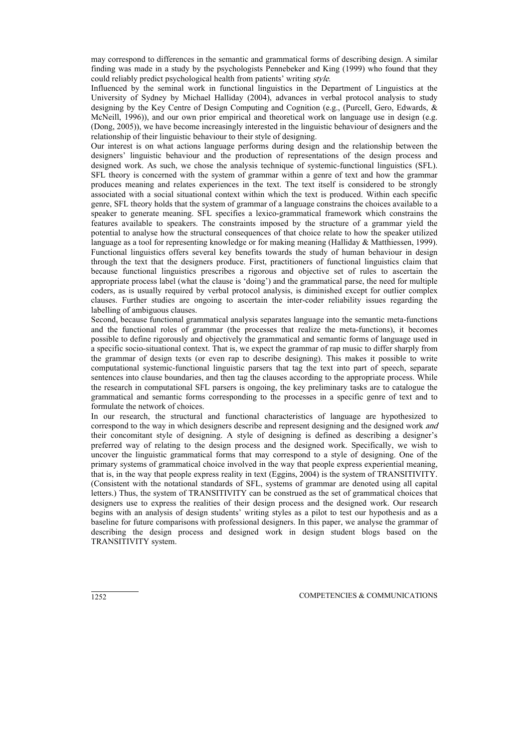may correspond to differences in the semantic and grammatical forms of describing design. A similar finding was made in a study by the psychologists Pennebeker and King (1999) who found that they could reliably predict psychological health from patients' writing *style*.

Influenced by the seminal work in functional linguistics in the Department of Linguistics at the University of Sydney by Michael Halliday (2004), advances in verbal protocol analysis to study designing by the Key Centre of Design Computing and Cognition (e.g., (Purcell, Gero, Edwards, & McNeill, 1996)), and our own prior empirical and theoretical work on language use in design (e.g. (Dong, 2005)), we have become increasingly interested in the linguistic behaviour of designers and the relationship of their linguistic behaviour to their style of designing.

Our interest is on what actions language performs during design and the relationship between the designers' linguistic behaviour and the production of representations of the design process and designed work. As such, we chose the analysis technique of systemic-functional linguistics (SFL). SFL theory is concerned with the system of grammar within a genre of text and how the grammar produces meaning and relates experiences in the text. The text itself is considered to be strongly associated with a social situational context within which the text is produced. Within each specific genre, SFL theory holds that the system of grammar of a language constrains the choices available to a speaker to generate meaning. SFL specifies a lexico-grammatical framework which constrains the features available to speakers. The constraints imposed by the structure of a grammar yield the potential to analyse how the structural consequences of that choice relate to how the speaker utilized language as a tool for representing knowledge or for making meaning (Halliday & Matthiessen, 1999).

Functional linguistics offers several key benefits towards the study of human behaviour in design through the text that the designers produce. First, practitioners of functional linguistics claim that because functional linguistics prescribes a rigorous and objective set of rules to ascertain the appropriate process label (what the clause is 'doing') and the grammatical parse, the need for multiple coders, as is usually required by verbal protocol analysis, is diminished except for outlier complex clauses. Further studies are ongoing to ascertain the inter-coder reliability issues regarding the labelling of ambiguous clauses.

Second, because functional grammatical analysis separates language into the semantic meta-functions and the functional roles of grammar (the processes that realize the meta-functions), it becomes possible to define rigorously and objectively the grammatical and semantic forms of language used in a specific socio-situational context. That is, we expect the grammar of rap music to differ sharply from the grammar of design texts (or even rap to describe designing). This makes it possible to write computational systemic-functional linguistic parsers that tag the text into part of speech, separate sentences into clause boundaries, and then tag the clauses according to the appropriate process. While the research in computational SFL parsers is ongoing, the key preliminary tasks are to catalogue the grammatical and semantic forms corresponding to the processes in a specific genre of text and to formulate the network of choices.

In our research, the structural and functional characteristics of language are hypothesized to correspond to the way in which designers describe and represent designing and the designed work *and* their concomitant style of designing. A style of designing is defined as describing a designer's preferred way of relating to the design process and the designed work. Specifically, we wish to uncover the linguistic grammatical forms that may correspond to a style of designing. One of the primary systems of grammatical choice involved in the way that people express experiential meaning, that is, in the way that people express reality in text (Eggins, 2004) is the system of TRANSITIVITY. (Consistent with the notational standards of SFL, systems of grammar are denoted using all capital letters.) Thus, the system of TRANSITIVITY can be construed as the set of grammatical choices that designers use to express the realities of their design process and the designed work. Our research begins with an analysis of design students' writing styles as a pilot to test our hypothesis and as a baseline for future comparisons with professional designers. In this paper, we analyse the grammar of describing the design process and designed work in design student blogs based on the TRANSITIVITY system.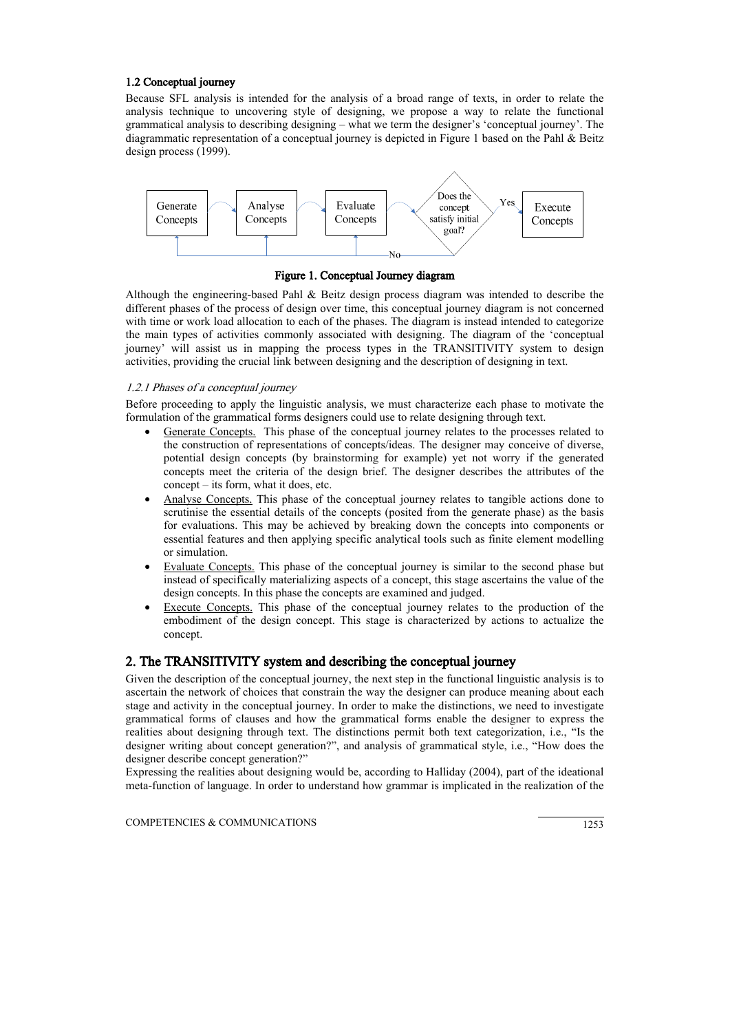### 1.2 Conceptual journey

Because SFL analysis is intended for the analysis of a broad range of texts, in order to relate the analysis technique to uncovering style of designing, we propose a way to relate the functional grammatical analysis to describing designing – what we term the designer's 'conceptual journey'. The diagrammatic representation of a conceptual journey is depicted in Figure 1 based on the Pahl & Beitz design process (1999).

**Figure 1. Conceptual Journey diagram**

Although the engineering-based Pahl & Beitz design process diagram was intended to describe the different phases of the process of design over time, this conceptual journey diagram is not concerned with time or work load allocation to each of the phases. The diagram is instead intended to categorize the main types of activities commonly associated with designing. The diagram of the 'conceptual journey' will assist us in mapping the process types in the TRANSITIVITY system to design activities, providing the crucial link between designing and the description of designing in text.

#### *1.2.1 Phases of a conceptual journey*

Before proceeding to apply the linguistic analysis, we must characterize each phase to motivate the formulation of the grammatical forms designers could use to relate designing through text.

- Generate Concepts. This phase of the conceptual journey relates to the processes related to the construction of representations of concepts/ideas. The designer may conceive of diverse, potential design concepts (by brainstorming for example) yet not worry if the generated concepts meet the criteria of the design brief. The designer describes the attributes of the concept – its form, what it does, etc.
- Analyse Concepts. This phase of the conceptual journey relates to tangible actions done to scrutinise the essential details of the concepts (posited from the generate phase) as the basis for evaluations. This may be achieved by breaking down the concepts into components or essential features and then applying specific analytical tools such as finite element modelling or simulation.
- Evaluate Concepts. This phase of the conceptual journey is similar to the second phase but instead of specifically materializing aspects of a concept, this stage ascertains the value of the design concepts. In this phase the concepts are examined and judged.
- Execute Concepts. This phase of the conceptual journey relates to the production of the embodiment of the design concept. This stage is characterized by actions to actualize the concept.

## 2. The TRANSITIVITY system and describing the conceptual journey

Given the description of the conceptual journey, the next step in the functional linguistic analysis is to ascertain the network of choices that constrain the way the designer can produce meaning about each stage and activity in the conceptual journey. In order to make the distinctions, we need to investigate grammatical forms of clauses and how the grammatical forms enable the designer to express the realities about designing through text. The distinctions permit both text categorization, i.e., "Is the designer writing about concept generation?", and analysis of grammatical style, i.e., "How does the designer describe concept generation?"

Expressing the realities about designing would be, according to Halliday (2004), part of the ideational meta-function of language. In order to understand how grammar is implicated in the realization of the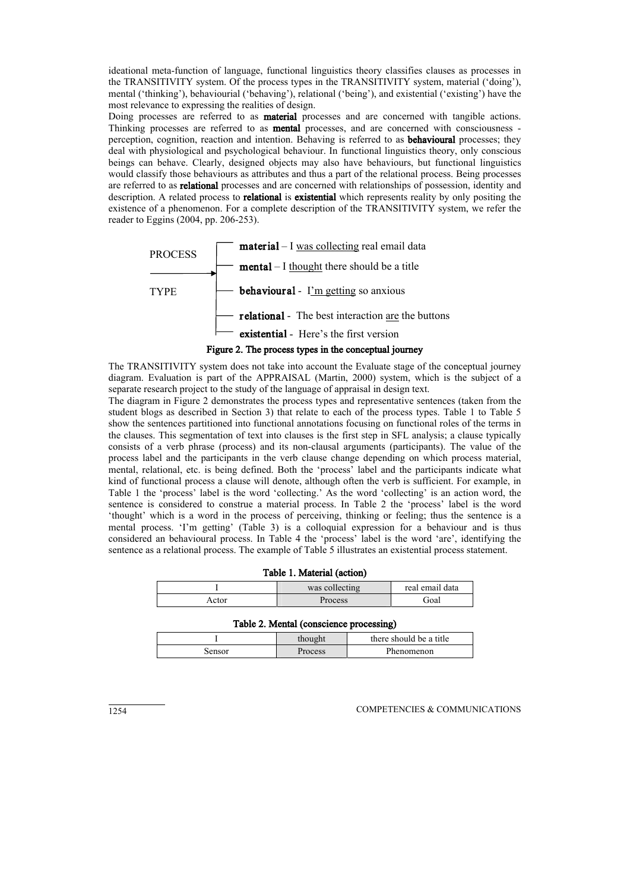ideational meta-function of language, functional linguistics theory classifies clauses as processes in the TRANSITIVITY system. Of the process types in the TRANSITIVITY system, material ('doing'), mental ('thinking'), behaviourial ('behaving'), relational ('being'), and existential ('existing') have the most relevance to expressing the realities of design.

Doing processes are referred to as **material** processes and are concerned with tangible actions. Thinking processes are referred to as **mental** processes, and are concerned with consciousness - perception, cognition, reaction and intention. Behaving is referred to as **behavioural** processes; they deal with physiological and psychological behaviour. In functional linguistics theory, only conscious beings can behave. Clearly, designed objects may also have behaviours, but functional linguistics would classify those behaviours as attributes and thus a part of the relational process. Being processes are referred to as **relational** processes and are concerned with relationships of possession, identity and description. A related process to **relational** is **existential** which represents reality by only positing the existence of a phenomenon. For a complete description of the TRANSITIVITY system, we refer the reader to Eggins (2004, pp. 206-253).

PROCESS TYPE →

- **material** – I was collecting real email data
- **mental** – I thought there should be a title
- **behavioural** - I'm getting so anxious
- **relational** - The best interaction are the buttons
- **existential** - Here's the first version

**Figure 2. The process types in the conceptual journey**

The TRANSITIVITY system does not take into account the Evaluate stage of the conceptual journey diagram. Evaluation is part of the APPRAISAL (Martin, 2000) system, which is the subject of a separate research project to the study of the language of appraisal in design text.

The diagram in Figure 2 demonstrates the process types and representative sentences (taken from the student blogs as described in Section 3) that relate to each of the process types. Table 1 to Table 5 show the sentences partitioned into functional annotations focusing on functional roles of the terms in the clauses. This segmentation of text into clauses is the first step in SFL analysis; a clause typically consists of a verb phrase (process) and its non-clausal arguments (participants). The value of the process label and the participants in the verb clause change depending on which process material, mental, relational, etc. is being defined. Both the 'process' label and the participants indicate what kind of functional process a clause will denote, although often the verb is sufficient. For example, in Table 1 the 'process' label is the word 'collecting.' As the word 'collecting' is an action word, the sentence is considered to construe a material process. In Table 2 the 'process' label is the word 'thought' which is a word in the process of perceiving, thinking or feeling; thus the sentence is a mental process. 'I'm getting' (Table 3) is a colloquial expression for a behaviour and is thus considered an behavioural process. In Table 4 the 'process' label is the word 'are', identifying the sentence as a relational process. The example of Table 5 illustrates an existential process statement.

**Table 1. Material (action)**

| I | was collecting | real email data |
|---|---|---|
| Actor | Process | Goal |

**Table 2. Mental (conscience processing)**

| I | thought | there should be a title |
|---|---|---|
| Sensor | Process | Phenomenon |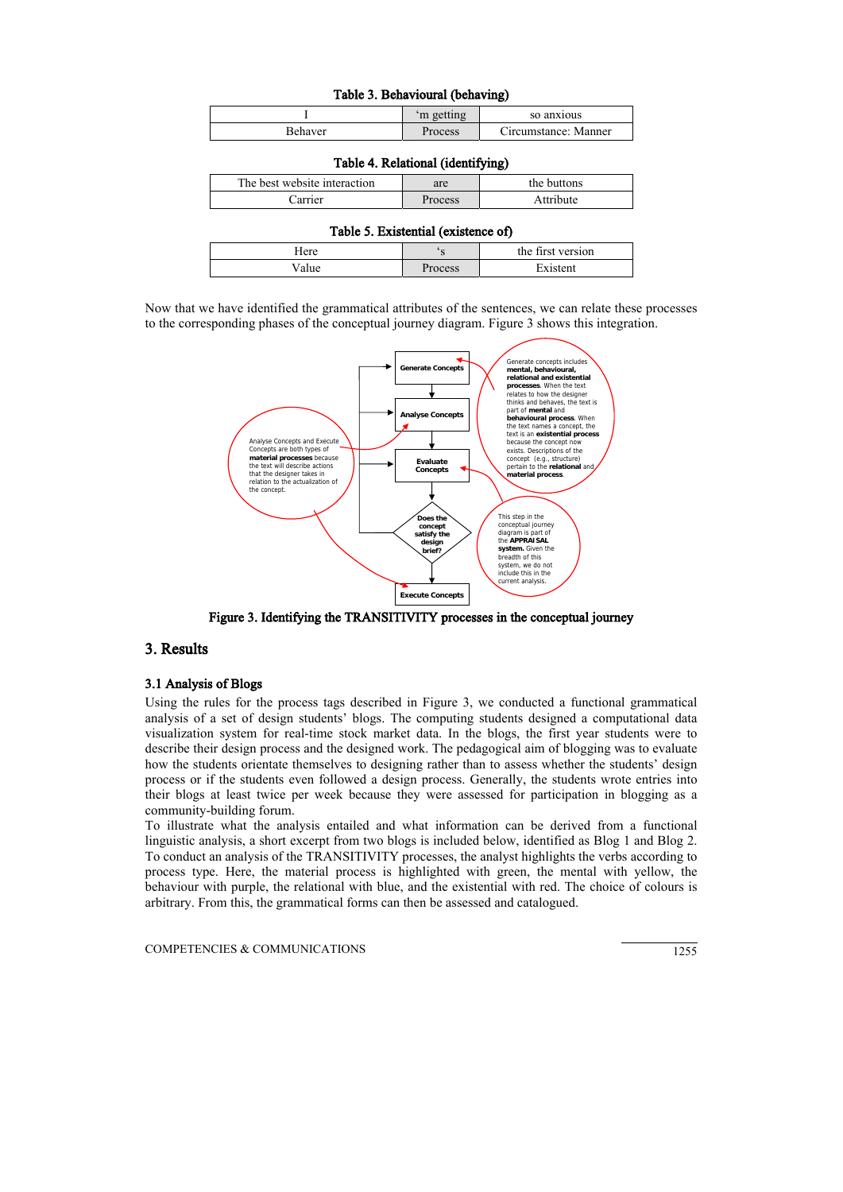**Table 3. Behavioural (behaving)**

| I | 'm getting | so anxious |
| --- | --- | --- |
| Behaver | Process | Circumstance: Manner |

**Table 4. Relational (identifying)**

| The best website interaction | are | the buttons |
| --- | --- | --- |
| Carrier | Process | Attribute |

**Table 5. Existential (existence of)**

| Here | 's | the first version |
| --- | --- | --- |
| Value | Process | Existent |

Now that we have identified the grammatical attributes of the sentences, we can relate these processes to the corresponding phases of the conceptual journey diagram. Figure 3 shows this integration.

Generate Concepts → Analyse Concepts → Evaluate Concepts → Does the concept satisfy the design brief? → Execute Concepts

Generate concepts includes **mental, behavioural, relational and existential processes**. When the text relates to how the designer thinks and behaves, the text is part of **mental** and **behavioural process**. When the text names a concept, the text is an **existential process** because the concept now exists. Descriptions of the concept (e.g., structure) pertain to the **relational** and **material process**.

Analyse Concepts and Execute Concepts are both types of **material processes** because the text will describe actions that the designer takes in relation to the actualization of the concept.

This step in the conceptual journey diagram is part of the **APPRAISAL system.** Given the breadth of this system, we do not include this in the current analysis.

Figure 3. Identifying the TRANSITIVITY processes in the conceptual journey

## 3. Results

### 3.1 Analysis of Blogs

Using the rules for the process tags described in Figure 3, we conducted a functional grammatical analysis of a set of design students' blogs. The computing students designed a computational data visualization system for real-time stock market data. In the blogs, the first year students were to describe their design process and the designed work. The pedagogical aim of blogging was to evaluate how the students orientate themselves to designing rather than to assess whether the students' design process or if the students even followed a design process. Generally, the students wrote entries into their blogs at least twice per week because they were assessed for participation in blogging as a community-building forum.

To illustrate what the analysis entailed and what information can be derived from a functional linguistic analysis, a short excerpt from two blogs is included below, identified as Blog 1 and Blog 2. To conduct an analysis of the TRANSITIVITY processes, the analyst highlights the verbs according to process type. Here, the material process is highlighted with green, the mental with yellow, the behaviour with purple, the relational with blue, and the existential with red. The choice of colours is arbitrary. From this, the grammatical forms can then be assessed and catalogued.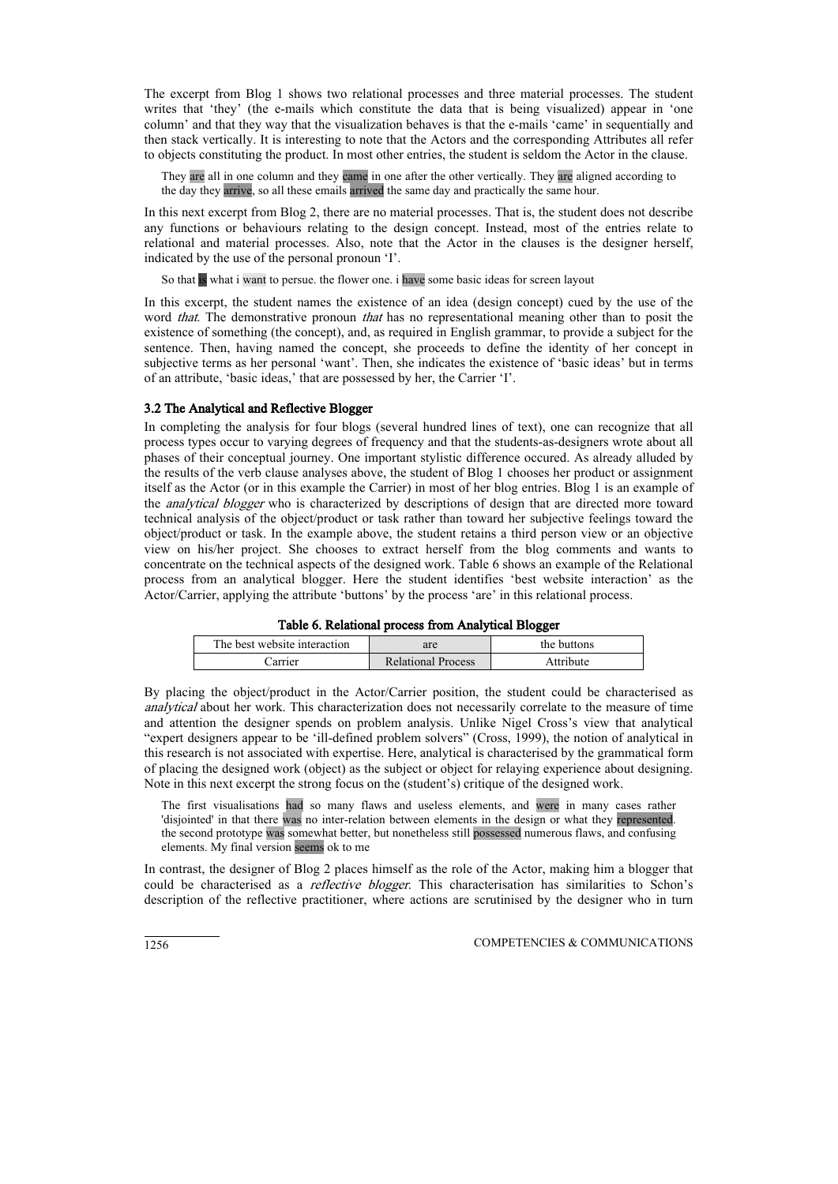The excerpt from Blog 1 shows two relational processes and three material processes. The student writes that 'they' (the e-mails which constitute the data that is being visualized) appear in 'one column' and that they way that the visualization behaves is that the e-mails 'came' in sequentially and then stack vertically. It is interesting to note that the Actors and the corresponding Attributes all refer to objects constituting the product. In most other entries, the student is seldom the Actor in the clause.

> They are all in one column and they came in one after the other vertically. They are aligned according to the day they arrive, so all these emails arrived the same day and practically the same hour.

In this next excerpt from Blog 2, there are no material processes. That is, the student does not describe any functions or behaviours relating to the design concept. Instead, most of the entries relate to relational and material processes. Also, note that the Actor in the clauses is the designer herself, indicated by the use of the personal pronoun 'I'.

> So that is what i want to persue. the flower one. i have some basic ideas for screen layout

In this excerpt, the student names the existence of an idea (design concept) cued by the use of the word *that*. The demonstrative pronoun *that* has no representational meaning other than to posit the existence of something (the concept), and, as required in English grammar, to provide a subject for the sentence. Then, having named the concept, she proceeds to define the identity of her concept in subjective terms as her personal 'want'. Then, she indicates the existence of 'basic ideas' but in terms of an attribute, 'basic ideas,' that are possessed by her, the Carrier 'I'.

### 3.2 The Analytical and Reflective Blogger

In completing the analysis for four blogs (several hundred lines of text), one can recognize that all process types occur to varying degrees of frequency and that the students-as-designers wrote about all phases of their conceptual journey. One important stylistic difference occured. As already alluded by the results of the verb clause analyses above, the student of Blog 1 chooses her product or assignment itself as the Actor (or in this example the Carrier) in most of her blog entries. Blog 1 is an example of the *analytical blogger* who is characterized by descriptions of design that are directed more toward technical analysis of the object/product or task rather than toward her subjective feelings toward the object/product or task. In the example above, the student retains a third person view or an objective view on his/her project. She chooses to extract herself from the blog comments and wants to concentrate on the technical aspects of the designed work. Table 6 shows an example of the Relational process from an analytical blogger. Here the student identifies 'best website interaction' as the Actor/Carrier, applying the attribute 'buttons' by the process 'are' in this relational process.

**Table 6. Relational process from Analytical Blogger**

| The best website interaction | are | the buttons |
|---|---|---|
| Carrier | Relational Process | Attribute |

By placing the object/product in the Actor/Carrier position, the student could be characterised as *analytical* about her work. This characterization does not necessarily correlate to the measure of time and attention the designer spends on problem analysis. Unlike Nigel Cross's view that analytical "expert designers appear to be 'ill-defined problem solvers" (Cross, 1999), the notion of analytical in this research is not associated with expertise. Here, analytical is characterised by the grammatical form of placing the designed work (object) as the subject or object for relaying experience about designing. Note in this next excerpt the strong focus on the (student's) critique of the designed work.

> The first visualisations had so many flaws and useless elements, and were in many cases rather 'disjointed' in that there was no inter-relation between elements in the design or what they represented. the second prototype was somewhat better, but nonetheless still possessed numerous flaws, and confusing elements. My final version seems ok to me

In contrast, the designer of Blog 2 places himself as the role of the Actor, making him a blogger that could be characterised as a *reflective blogger*. This characterisation has similarities to Schon's description of the reflective practitioner, where actions are scrutinised by the designer who in turn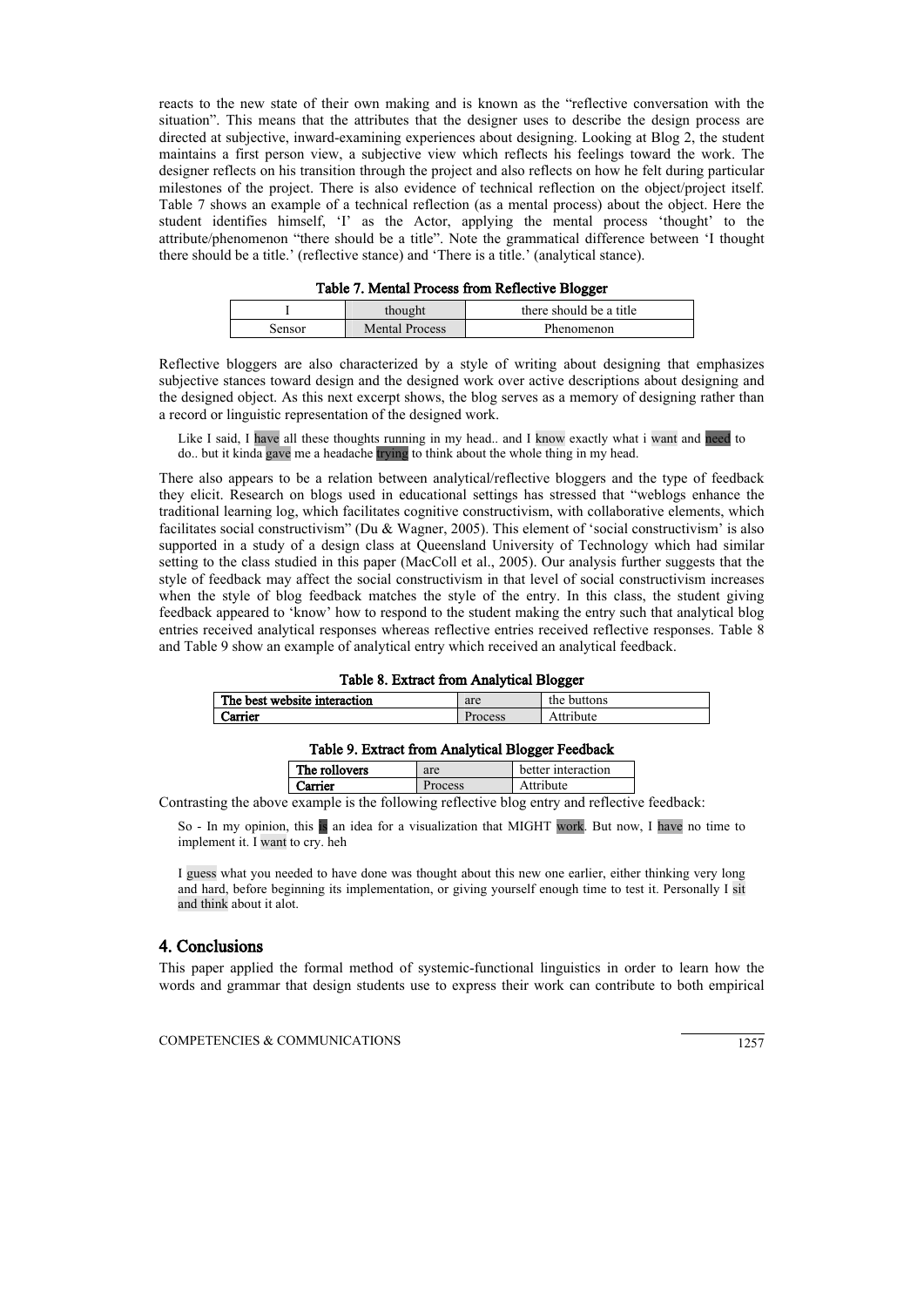reacts to the new state of their own making and is known as the "reflective conversation with the situation". This means that the attributes that the designer uses to describe the design process are directed at subjective, inward-examining experiences about designing. Looking at Blog 2, the student maintains a first person view, a subjective view which reflects his feelings toward the work. The designer reflects on his transition through the project and also reflects on how he felt during particular milestones of the project. There is also evidence of technical reflection on the object/project itself. Table 7 shows an example of a technical reflection (as a mental process) about the object. Here the student identifies himself, 'I' as the Actor, applying the mental process 'thought' to the attribute/phenomenon "there should be a title". Note the grammatical difference between 'I thought there should be a title.' (reflective stance) and 'There is a title.' (analytical stance).

**Table 7. Mental Process from Reflective Blogger**

| I | thought | there should be a title |
|---|---|---|
| Sensor | Mental Process | Phenomenon |

Reflective bloggers are also characterized by a style of writing about designing that emphasizes subjective stances toward design and the designed work over active descriptions about designing and the designed object. As this next excerpt shows, the blog serves as a memory of designing rather than a record or linguistic representation of the designed work.

> Like I said, I have all these thoughts running in my head.. and I know exactly what i want and need to do.. but it kinda gave me a headache trying to think about the whole thing in my head.

There also appears to be a relation between analytical/reflective bloggers and the type of feedback they elicit. Research on blogs used in educational settings has stressed that "weblogs enhance the traditional learning log, which facilitates cognitive constructivism, with collaborative elements, which facilitates social constructivism" (Du & Wagner, 2005). This element of 'social constructivism' is also supported in a study of a design class at Queensland University of Technology which had similar setting to the class studied in this paper (MacColl et al., 2005). Our analysis further suggests that the style of feedback may affect the social constructivism in that level of social constructivism increases when the style of blog feedback matches the style of the entry. In this class, the student giving feedback appeared to 'know' how to respond to the student making the entry such that analytical blog entries received analytical responses whereas reflective entries received reflective responses. Table 8 and Table 9 show an example of analytical entry which received an analytical feedback.

**Table 8. Extract from Analytical Blogger**

| The best website interaction | are | the buttons |
|---|---|---|
| Carrier | Process | Attribute |

**Table 9. Extract from Analytical Blogger Feedback**

| The rollovers | are | better interaction |
|---|---|---|
| Carrier | Process | Attribute |

Contrasting the above example is the following reflective blog entry and reflective feedback:

> So - In my opinion, this is an idea for a visualization that MIGHT work. But now, I have no time to implement it. I want to cry. heh

> I guess what you needed to have done was thought about this new one earlier, either thinking very long and hard, before beginning its implementation, or giving yourself enough time to test it. Personally I sit and think about it alot.

## 4. Conclusions

This paper applied the formal method of systemic-functional linguistics in order to learn how the words and grammar that design students use to express their work can contribute to both empirical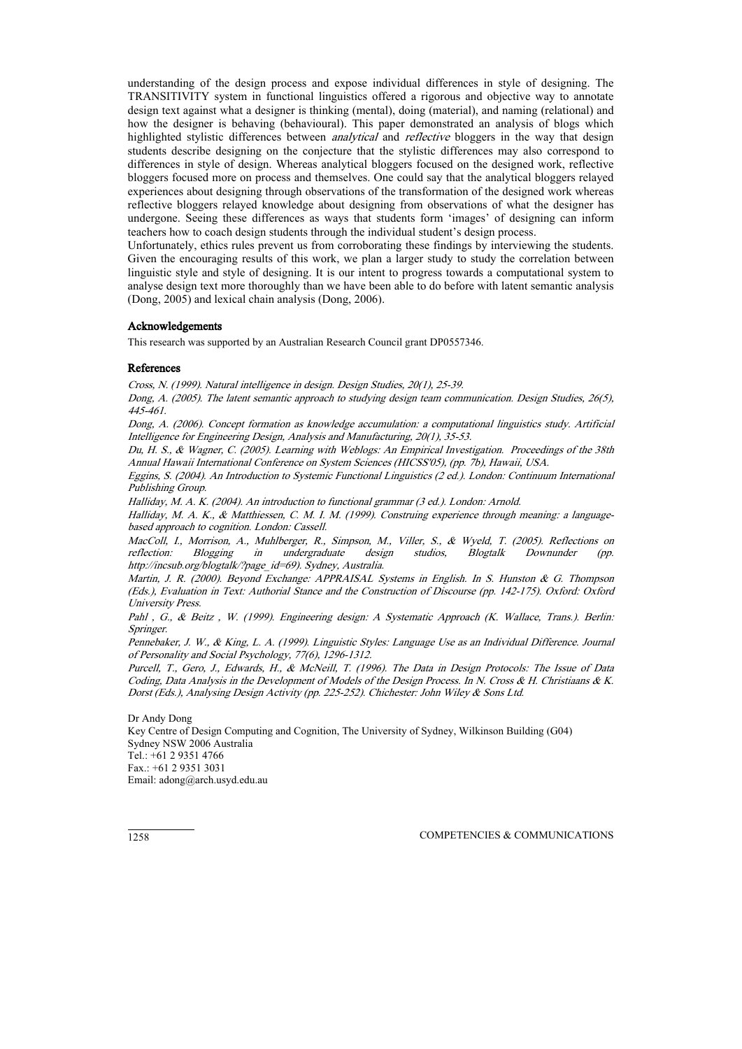understanding of the design process and expose individual differences in style of designing. The TRANSITIVITY system in functional linguistics offered a rigorous and objective way to annotate design text against what a designer is thinking (mental), doing (material), and naming (relational) and how the designer is behaving (behavioural). This paper demonstrated an analysis of blogs which highlighted stylistic differences between *analytical* and *reflective* bloggers in the way that design students describe designing on the conjecture that the stylistic differences may also correspond to differences in style of design. Whereas analytical bloggers focused on the designed work, reflective bloggers focused more on process and themselves. One could say that the analytical bloggers relayed experiences about designing through observations of the transformation of the designed work whereas reflective bloggers relayed knowledge about designing from observations of what the designer has undergone. Seeing these differences as ways that students form 'images' of designing can inform teachers how to coach design students through the individual student's design process.

Unfortunately, ethics rules prevent us from corroborating these findings by interviewing the students. Given the encouraging results of this work, we plan a larger study to study the correlation between linguistic style and style of designing. It is our intent to progress towards a computational system to analyse design text more thoroughly than we have been able to do before with latent semantic analysis (Dong, 2005) and lexical chain analysis (Dong, 2006).

## Acknowledgements

This research was supported by an Australian Research Council grant DP0557346.

## References

*Cross, N. (1999). Natural intelligence in design. Design Studies, 20(1), 25-39.*

*Dong, A. (2005). The latent semantic approach to studying design team communication. Design Studies, 26(5), 445-461.*

*Dong, A. (2006). Concept formation as knowledge accumulation: a computational linguistics study. Artificial Intelligence for Engineering Design, Analysis and Manufacturing, 20(1), 35-53.*

*Du, H. S., & Wagner, C. (2005). Learning with Weblogs: An Empirical Investigation. Proceedings of the 38th Annual Hawaii International Conference on System Sciences (HICSS'05), (pp. 7b), Hawaii, USA.*

*Eggins, S. (2004). An Introduction to Systemic Functional Linguistics (2 ed.). London: Continuum International Publishing Group.*

*Halliday, M. A. K. (2004). An introduction to functional grammar (3 ed.). London: Arnold.*

*Halliday, M. A. K., & Matthiessen, C. M. I. M. (1999). Construing experience through meaning: a language-based approach to cognition. London: Cassell.*

*MacColl, I., Morrison, A., Muhlberger, R., Simpson, M., Viller, S., & Wyeld, T. (2005). Reflections on reflection: Blogging in undergraduate design studios, Blogtalk Downunder (pp. http://incsub.org/blogtalk/?page_id=69). Sydney, Australia.*

*Martin, J. R. (2000). Beyond Exchange: APPRAISAL Systems in English. In S. Hunston & G. Thompson (Eds.), Evaluation in Text: Authorial Stance and the Construction of Discourse (pp. 142-175). Oxford: Oxford University Press.*

*Pahl , G., & Beitz , W. (1999). Engineering design: A Systematic Approach (K. Wallace, Trans.). Berlin: Springer.*

*Pennebaker, J. W., & King, L. A. (1999). Linguistic Styles: Language Use as an Individual Difference. Journal of Personality and Social Psychology, 77(6), 1296-1312.*

*Purcell, T., Gero, J., Edwards, H., & McNeill, T. (1996). The Data in Design Protocols: The Issue of Data Coding, Data Analysis in the Development of Models of the Design Process. In N. Cross & H. Christiaans & K. Dorst (Eds.), Analysing Design Activity (pp. 225-252). Chichester: John Wiley & Sons Ltd.*

Dr Andy Dong
Key Centre of Design Computing and Cognition, The University of Sydney, Wilkinson Building (G04)
Sydney NSW 2006 Australia
Tel.: +61 2 9351 4766
Fax.: +61 2 9351 3031
Email: adong@arch.usyd.edu.au